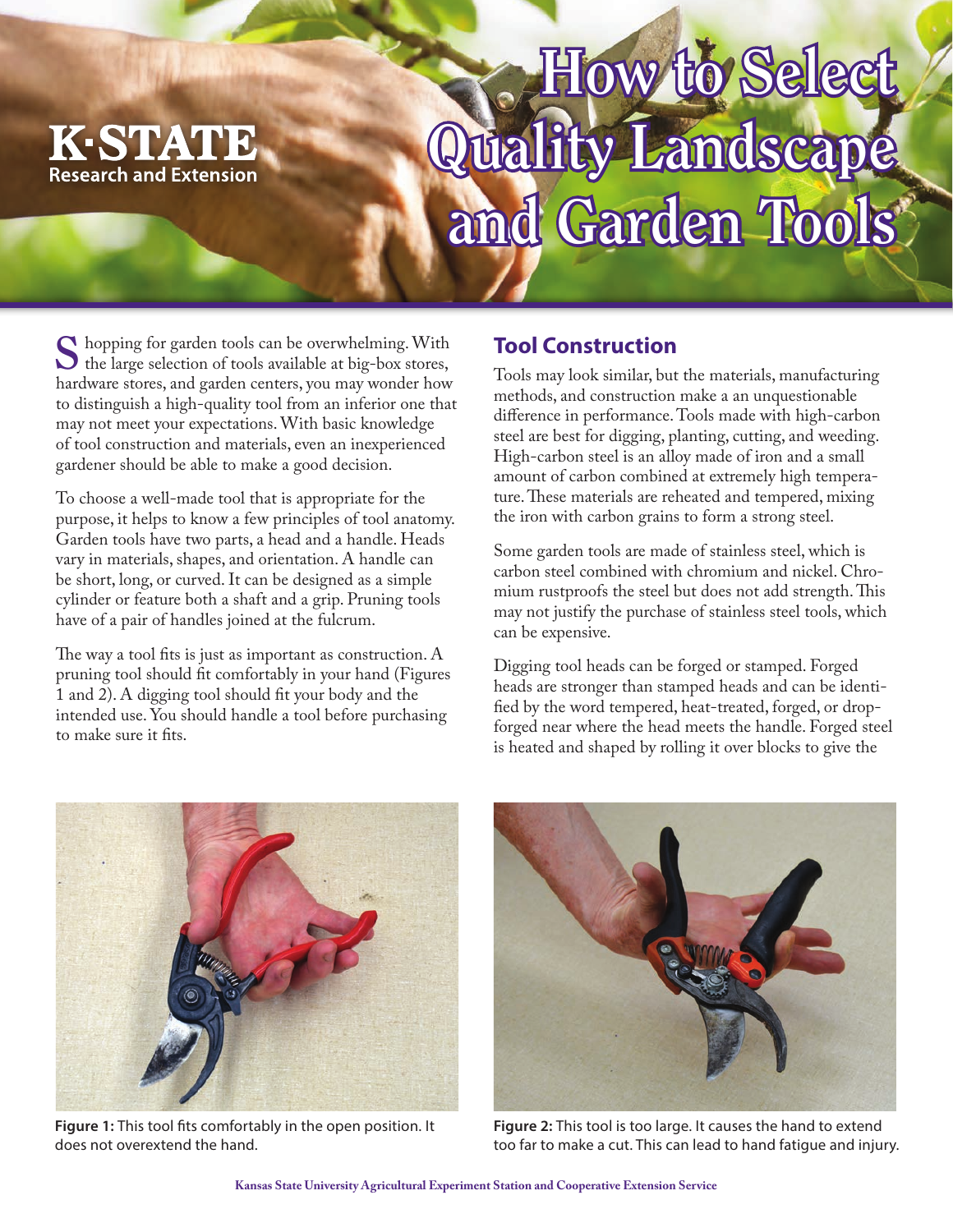# How to Select Quality Landscape and Garden Tools

Shopping for garden tools can be overwhelming. With the large selection of tools available at big-box stores, hardware stores, and garden centers, you may wonder how to distinguish a high-quality tool from an inferior one that may not meet your expectations. With basic knowledge of tool construction and materials, even an inexperienced gardener should be able to make a good decision.

To choose a well-made tool that is appropriate for the purpose, it helps to know a few principles of tool anatomy. Garden tools have two parts, a head and a handle. Heads vary in materials, shapes, and orientation. A handle can be short, long, or curved. It can be designed as a simple cylinder or feature both a shaft and a grip. Pruning tools have of a pair of handles joined at the fulcrum.

The way a tool fits is just as important as construction. A pruning tool should fit comfortably in your hand (Figures 1 and 2). A digging tool should fit your body and the intended use. You should handle a tool before purchasing to make sure it fits.

## Tool Construction

Tools may look similar, but the materials, manufacturing methods, and construction make a an unquestionable difference in performance. Tools made with high-carbon steel are best for digging, planting, cutting, and weeding. High-carbon steel is an alloy made of iron and a small amount of carbon combined at extremely high temperature. These materials are reheated and tempered, mixing the iron with carbon grains to form a strong steel.

Some garden tools are made of stainless steel, which is carbon steel combined with chromium and nickel. Chromium rustproofs the steel but does not add strength. This may not justify the purchase of stainless steel tools, which can be expensive.

Digging tool heads can be forged or stamped. Forged heads are stronger than stamped heads and can be identified by the word tempered, heat-treated, forged, or drop-forged near where the head meets the handle. Forged steel is heated and shaped by rolling it over blocks to give the

**Figure 1:** This tool fits comfortably in the open position. It does not overextend the hand.

**Figure 2:** This tool is too large. It causes the hand to extend too far to make a cut. This can lead to hand fatigue and injury.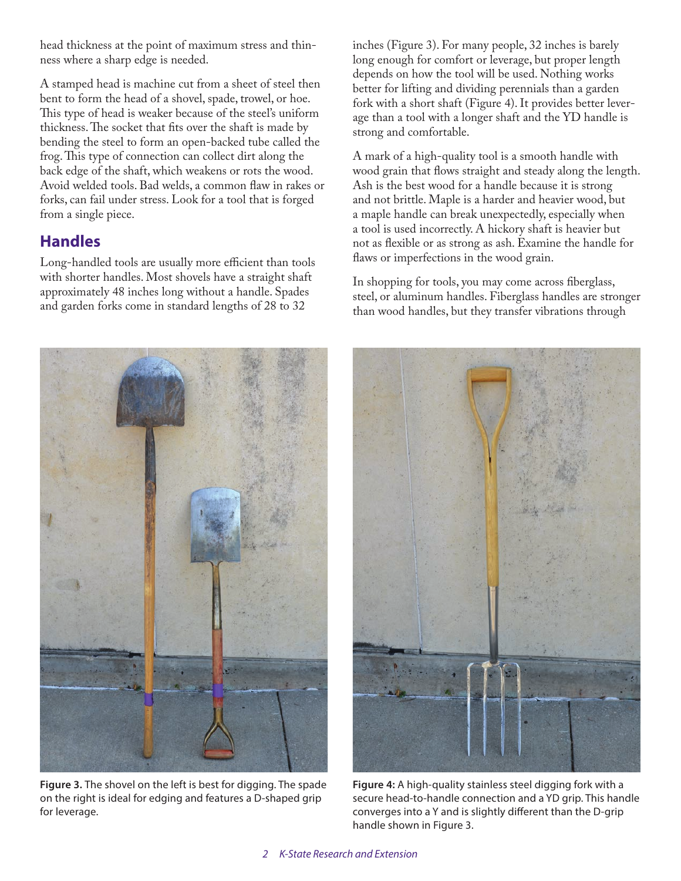head thickness at the point of maximum stress and thinness where a sharp edge is needed.

A stamped head is machine cut from a sheet of steel then bent to form the head of a shovel, spade, trowel, or hoe. This type of head is weaker because of the steel's uniform thickness. The socket that fits over the shaft is made by bending the steel to form an open-backed tube called the frog. This type of connection can collect dirt along the back edge of the shaft, which weakens or rots the wood. Avoid welded tools. Bad welds, a common flaw in rakes or forks, can fail under stress. Look for a tool that is forged from a single piece.

## Handles

Long-handled tools are usually more efficient than tools with shorter handles. Most shovels have a straight shaft approximately 48 inches long without a handle. Spades and garden forks come in standard lengths of 28 to 32 inches (Figure 3). For many people, 32 inches is barely long enough for comfort or leverage, but proper length depends on how the tool will be used. Nothing works better for lifting and dividing perennials than a garden fork with a short shaft (Figure 4). It provides better leverage than a tool with a longer shaft and the YD handle is strong and comfortable.

A mark of a high-quality tool is a smooth handle with wood grain that flows straight and steady along the length. Ash is the best wood for a handle because it is strong and not brittle. Maple is a harder and heavier wood, but a maple handle can break unexpectedly, especially when a tool is used incorrectly. A hickory shaft is heavier but not as flexible or as strong as ash. Examine the handle for flaws or imperfections in the wood grain.

In shopping for tools, you may come across fiberglass, steel, or aluminum handles. Fiberglass handles are stronger than wood handles, but they transfer vibrations through

**Figure 3.** The shovel on the left is best for digging. The spade on the right is ideal for edging and features a D-shaped grip for leverage.

**Figure 4:** A high-quality stainless steel digging fork with a secure head-to-handle connection and a YD grip. This handle converges into a Y and is slightly different than the D-grip handle shown in Figure 3.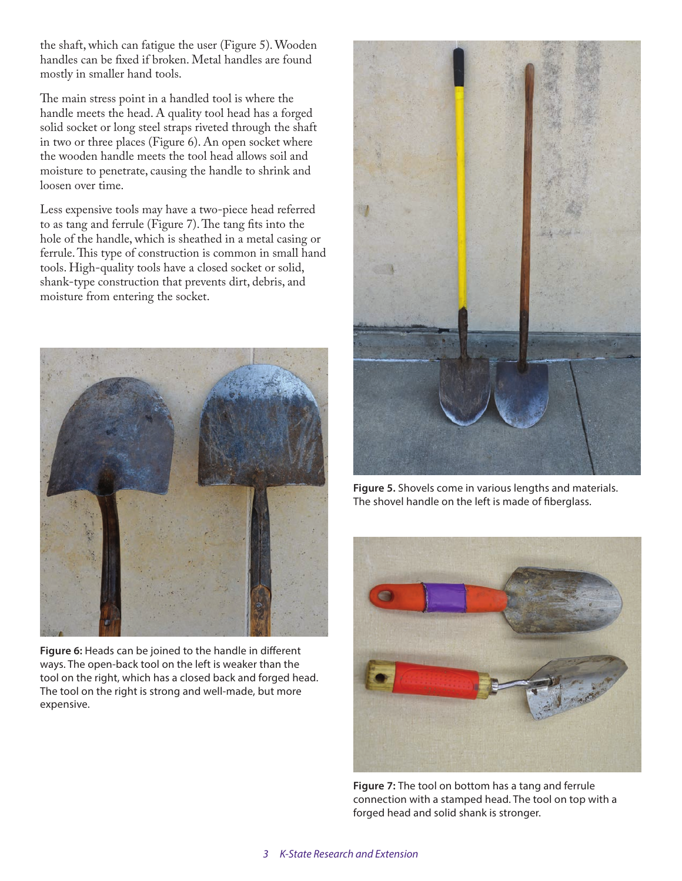the shaft, which can fatigue the user (Figure 5). Wooden handles can be fixed if broken. Metal handles are found mostly in smaller hand tools.

The main stress point in a handled tool is where the handle meets the head. A quality tool head has a forged solid socket or long steel straps riveted through the shaft in two or three places (Figure 6). An open socket where the wooden handle meets the tool head allows soil and moisture to penetrate, causing the handle to shrink and loosen over time.

Less expensive tools may have a two-piece head referred to as tang and ferrule (Figure 7). The tang fits into the hole of the handle, which is sheathed in a metal casing or ferrule. This type of construction is common in small hand tools. High-quality tools have a closed socket or solid, shank-type construction that prevents dirt, debris, and moisture from entering the socket.

**Figure 6:** Heads can be joined to the handle in different ways. The open-back tool on the left is weaker than the tool on the right, which has a closed back and forged head. The tool on the right is strong and well-made, but more expensive.

**Figure 5.** Shovels come in various lengths and materials. The shovel handle on the left is made of fiberglass.

**Figure 7:** The tool on bottom has a tang and ferrule connection with a stamped head. The tool on top with a forged head and solid shank is stronger.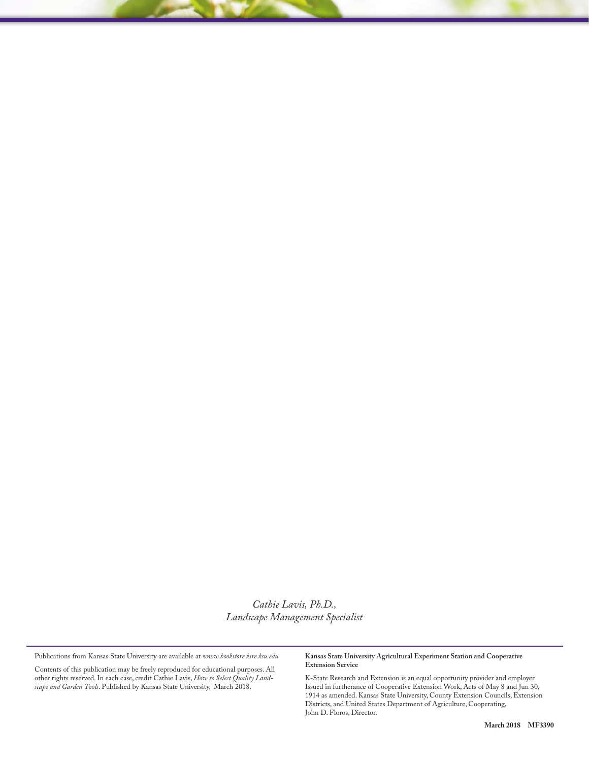*Cathie Lavis, Ph.D.,*
*Landscape Management Specialist*

Publications from Kansas State University are available at *www.bookstore.ksre.ksu.edu*

Contents of this publication may be freely reproduced for educational purposes. All other rights reserved. In each case, credit Cathie Lavis, *How to Select Quality Landscape and Garden Tools*. Published by Kansas State University, March 2018.

**Kansas State University Agricultural Experiment Station and Cooperative Extension Service**

K-State Research and Extension is an equal opportunity provider and employer. Issued in furtherance of Cooperative Extension Work, Acts of May 8 and Jun 30, 1914 as amended. Kansas State University, County Extension Councils, Extension Districts, and United States Department of Agriculture, Cooperating, John D. Floros, Director.

**March 2018 MF3390**